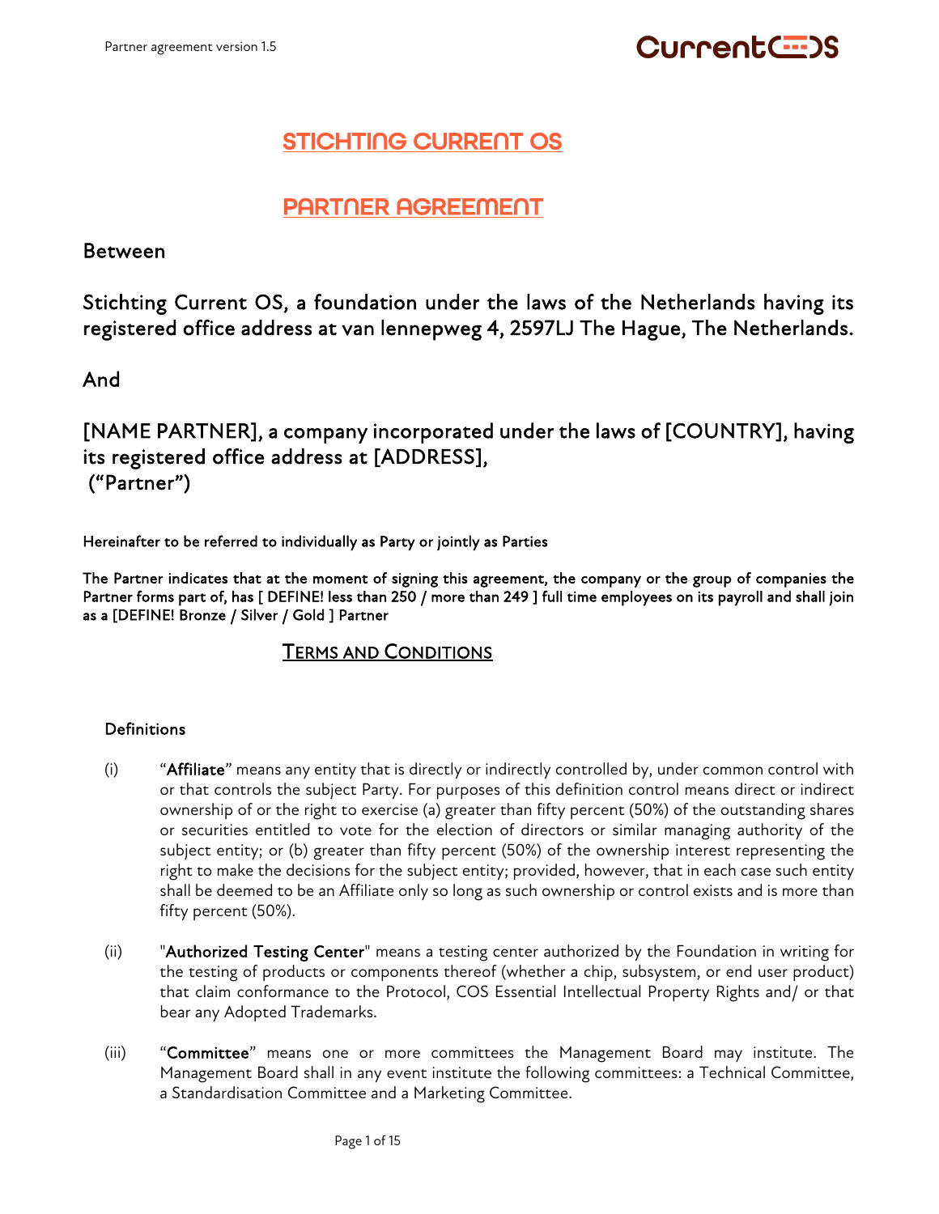# STICHTING CURRENT OS

# PARTNER AGREEMENT

Between

Stichting Current OS, a foundation under the laws of the Netherlands having its registered office address at van lennepweg 4, 2597LJ The Hague, The Netherlands.

And

[NAME PARTNER], a company incorporated under the laws of [COUNTRY], having its registered office address at [ADDRESS],
(“Partner”)

Hereinafter to be referred to individually as Party or jointly as Parties

The Partner indicates that at the moment of signing this agreement, the company or the group of companies the Partner forms part of, has [ DEFINE! less than 250 / more than 249 ] full time employees on its payroll and shall join as a [DEFINE! Bronze / Silver / Gold ] Partner

## Terms and Conditions

### Definitions

(i) “**Affiliate**” means any entity that is directly or indirectly controlled by, under common control with or that controls the subject Party. For purposes of this definition control means direct or indirect ownership of or the right to exercise (a) greater than fifty percent (50%) of the outstanding shares or securities entitled to vote for the election of directors or similar managing authority of the subject entity; or (b) greater than fifty percent (50%) of the ownership interest representing the right to make the decisions for the subject entity; provided, however, that in each case such entity shall be deemed to be an Affiliate only so long as such ownership or control exists and is more than fifty percent (50%).

(ii) "**Authorized Testing Center**" means a testing center authorized by the Foundation in writing for the testing of products or components thereof (whether a chip, subsystem, or end user product) that claim conformance to the Protocol, COS Essential Intellectual Property Rights and/ or that bear any Adopted Trademarks.

(iii) “**Committee**” means one or more committees the Management Board may institute. The Management Board shall in any event institute the following committees: a Technical Committee, a Standardisation Committee and a Marketing Committee.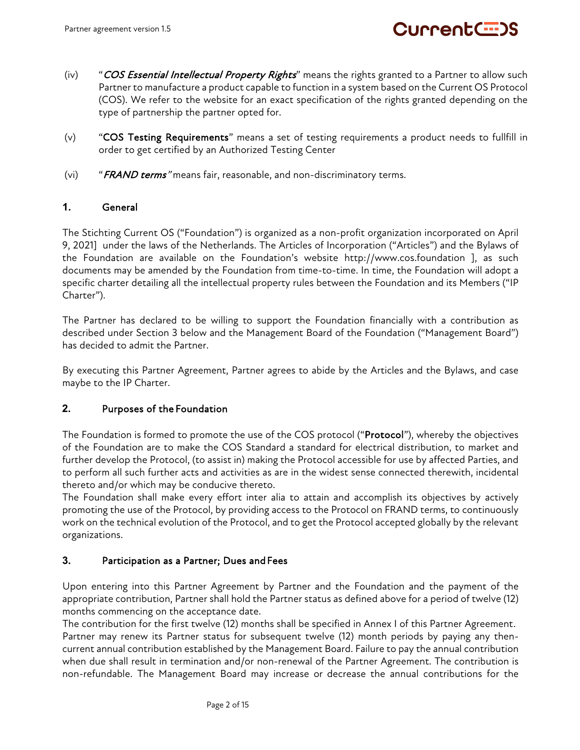(iv) "*COS Essential Intellectual Property Rights*" means the rights granted to a Partner to allow such Partner to manufacture a product capable to function in a system based on the Current OS Protocol (COS). We refer to the website for an exact specification of the rights granted depending on the type of partnership the partner opted for.

(v) "**COS Testing Requirements**" means a set of testing requirements a product needs to fullfill in order to get certified by an Authorized Testing Center

(vi) "*FRAND terms"* means fair, reasonable, and non-discriminatory terms.

## 1. General

The Stichting Current OS ("Foundation") is organized as a non-profit organization incorporated on April 9, 2021] under the laws of the Netherlands. The Articles of Incorporation ("Articles") and the Bylaws of the Foundation are available on the Foundation's website http://www.cos.foundation ], as such documents may be amended by the Foundation from time-to-time. In time, the Foundation will adopt a specific charter detailing all the intellectual property rules between the Foundation and its Members ("IP Charter").

The Partner has declared to be willing to support the Foundation financially with a contribution as described under Section 3 below and the Management Board of the Foundation ("Management Board") has decided to admit the Partner.

By executing this Partner Agreement, Partner agrees to abide by the Articles and the Bylaws, and case maybe to the IP Charter.

## 2. Purposes of the Foundation

The Foundation is formed to promote the use of the COS protocol ("**Protocol**"), whereby the objectives of the Foundation are to make the COS Standard a standard for electrical distribution, to market and further develop the Protocol, (to assist in) making the Protocol accessible for use by affected Parties, and to perform all such further acts and activities as are in the widest sense connected therewith, incidental thereto and/or which may be conducive thereto.

The Foundation shall make every effort inter alia to attain and accomplish its objectives by actively promoting the use of the Protocol, by providing access to the Protocol on FRAND terms, to continuously work on the technical evolution of the Protocol, and to get the Protocol accepted globally by the relevant organizations.

## 3. Participation as a Partner; Dues and Fees

Upon entering into this Partner Agreement by Partner and the Foundation and the payment of the appropriate contribution, Partner shall hold the Partner status as defined above for a period of twelve (12) months commencing on the acceptance date.

The contribution for the first twelve (12) months shall be specified in Annex I of this Partner Agreement.

Partner may renew its Partner status for subsequent twelve (12) month periods by paying any then-current annual contribution established by the Management Board. Failure to pay the annual contribution when due shall result in termination and/or non-renewal of the Partner Agreement. The contribution is non-refundable. The Management Board may increase or decrease the annual contributions for the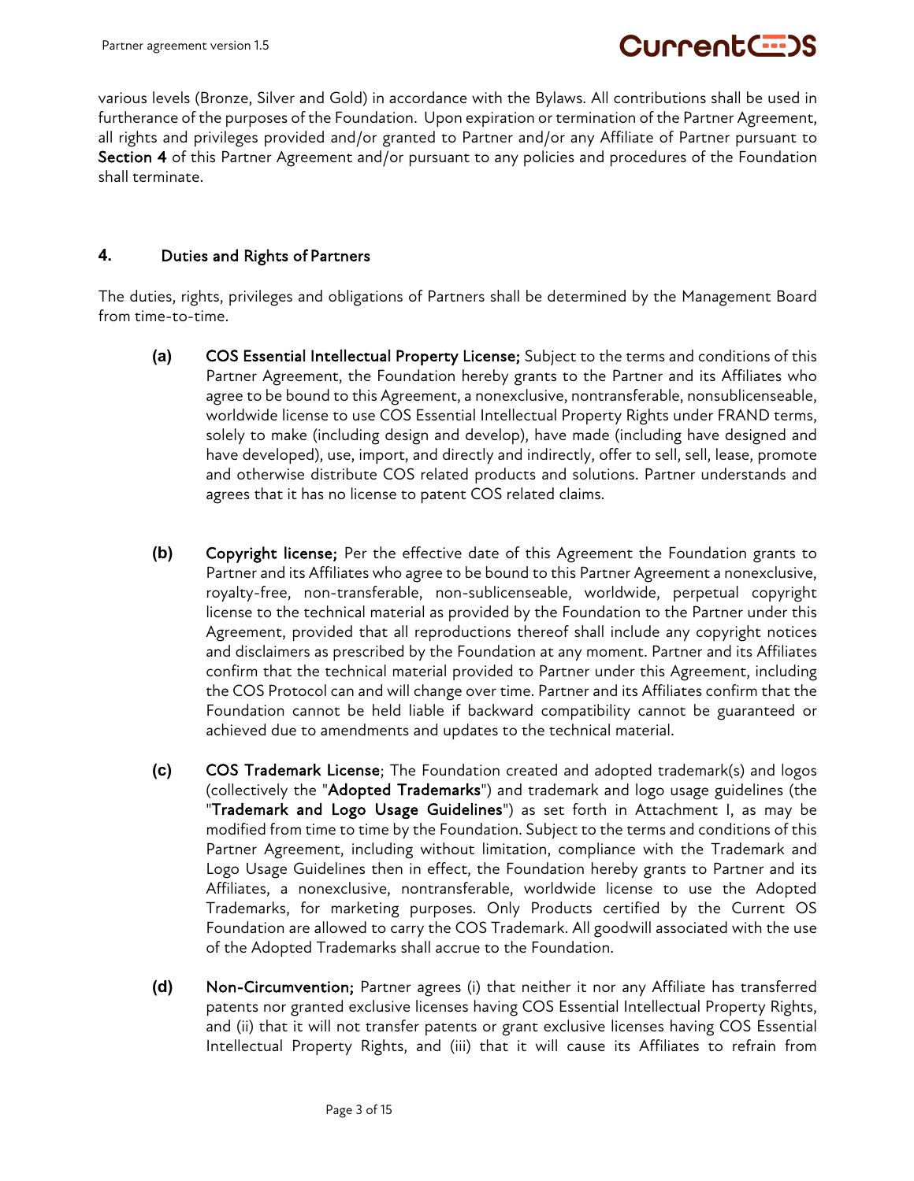various levels (Bronze, Silver and Gold) in accordance with the Bylaws. All contributions shall be used in furtherance of the purposes of the Foundation. Upon expiration or termination of the Partner Agreement, all rights and privileges provided and/or granted to Partner and/or any Affiliate of Partner pursuant to **Section 4** of this Partner Agreement and/or pursuant to any policies and procedures of the Foundation shall terminate.

## 4. Duties and Rights of Partners

The duties, rights, privileges and obligations of Partners shall be determined by the Management Board from time-to-time.

**(a)** **COS Essential Intellectual Property License;** Subject to the terms and conditions of this Partner Agreement, the Foundation hereby grants to the Partner and its Affiliates who agree to be bound to this Agreement, a nonexclusive, nontransferable, nonsublicenseable, worldwide license to use COS Essential Intellectual Property Rights under FRAND terms, solely to make (including design and develop), have made (including have designed and have developed), use, import, and directly and indirectly, offer to sell, sell, lease, promote and otherwise distribute COS related products and solutions. Partner understands and agrees that it has no license to patent COS related claims.

**(b)** **Copyright license;** Per the effective date of this Agreement the Foundation grants to Partner and its Affiliates who agree to be bound to this Partner Agreement a nonexclusive, royalty-free, non-transferable, non-sublicenseable, worldwide, perpetual copyright license to the technical material as provided by the Foundation to the Partner under this Agreement, provided that all reproductions thereof shall include any copyright notices and disclaimers as prescribed by the Foundation at any moment. Partner and its Affiliates confirm that the technical material provided to Partner under this Agreement, including the COS Protocol can and will change over time. Partner and its Affiliates confirm that the Foundation cannot be held liable if backward compatibility cannot be guaranteed or achieved due to amendments and updates to the technical material.

**(c)** **COS Trademark License**; The Foundation created and adopted trademark(s) and logos (collectively the "**Adopted Trademarks**") and trademark and logo usage guidelines (the "**Trademark and Logo Usage Guidelines**") as set forth in Attachment I, as may be modified from time to time by the Foundation. Subject to the terms and conditions of this Partner Agreement, including without limitation, compliance with the Trademark and Logo Usage Guidelines then in effect, the Foundation hereby grants to Partner and its Affiliates, a nonexclusive, nontransferable, worldwide license to use the Adopted Trademarks, for marketing purposes. Only Products certified by the Current OS Foundation are allowed to carry the COS Trademark. All goodwill associated with the use of the Adopted Trademarks shall accrue to the Foundation.

**(d)** **Non-Circumvention;** Partner agrees (i) that neither it nor any Affiliate has transferred patents nor granted exclusive licenses having COS Essential Intellectual Property Rights, and (ii) that it will not transfer patents or grant exclusive licenses having COS Essential Intellectual Property Rights, and (iii) that it will cause its Affiliates to refrain from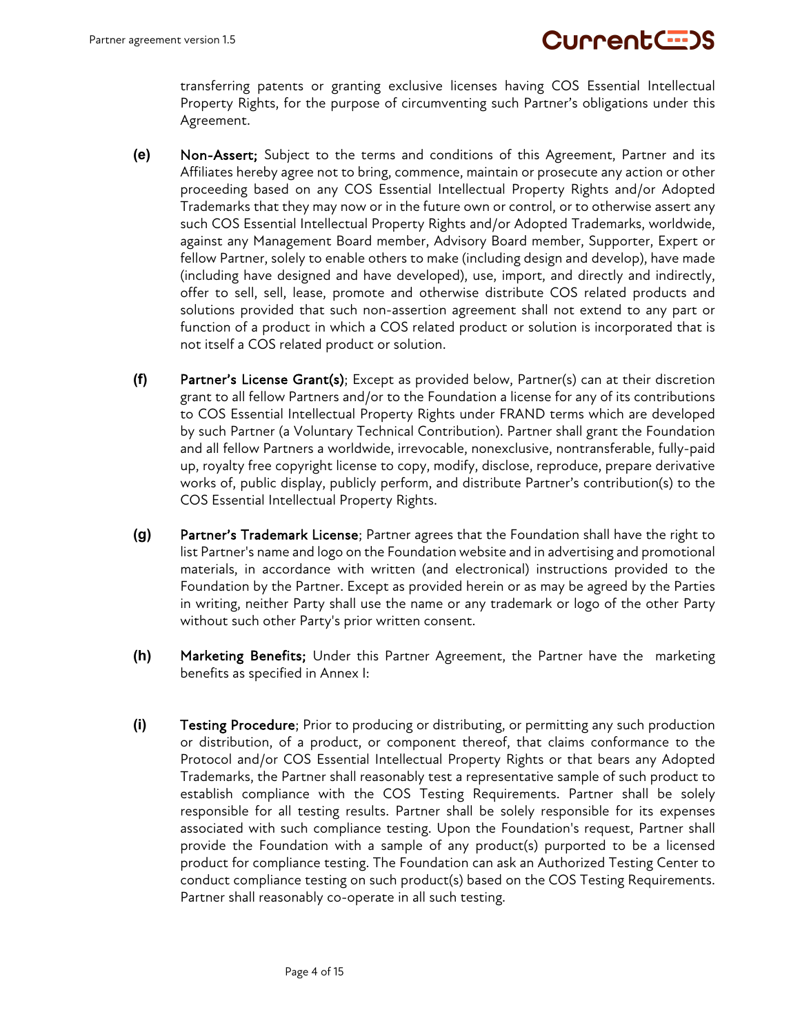transferring patents or granting exclusive licenses having COS Essential Intellectual Property Rights, for the purpose of circumventing such Partner's obligations under this Agreement.

**(e)** **Non-Assert;** Subject to the terms and conditions of this Agreement, Partner and its Affiliates hereby agree not to bring, commence, maintain or prosecute any action or other proceeding based on any COS Essential Intellectual Property Rights and/or Adopted Trademarks that they may now or in the future own or control, or to otherwise assert any such COS Essential Intellectual Property Rights and/or Adopted Trademarks, worldwide, against any Management Board member, Advisory Board member, Supporter, Expert or fellow Partner, solely to enable others to make (including design and develop), have made (including have designed and have developed), use, import, and directly and indirectly, offer to sell, sell, lease, promote and otherwise distribute COS related products and solutions provided that such non-assertion agreement shall not extend to any part or function of a product in which a COS related product or solution is incorporated that is not itself a COS related product or solution.

**(f)** **Partner's License Grant(s)**; Except as provided below, Partner(s) can at their discretion grant to all fellow Partners and/or to the Foundation a license for any of its contributions to COS Essential Intellectual Property Rights under FRAND terms which are developed by such Partner (a Voluntary Technical Contribution). Partner shall grant the Foundation and all fellow Partners a worldwide, irrevocable, nonexclusive, nontransferable, fully-paid up, royalty free copyright license to copy, modify, disclose, reproduce, prepare derivative works of, public display, publicly perform, and distribute Partner's contribution(s) to the COS Essential Intellectual Property Rights.

**(g)** **Partner's Trademark License**; Partner agrees that the Foundation shall have the right to list Partner's name and logo on the Foundation website and in advertising and promotional materials, in accordance with written (and electronical) instructions provided to the Foundation by the Partner. Except as provided herein or as may be agreed by the Parties in writing, neither Party shall use the name or any trademark or logo of the other Party without such other Party's prior written consent.

**(h)** **Marketing Benefits;** Under this Partner Agreement, the Partner have the marketing benefits as specified in Annex I:

**(i)** **Testing Procedure**; Prior to producing or distributing, or permitting any such production or distribution, of a product, or component thereof, that claims conformance to the Protocol and/or COS Essential Intellectual Property Rights or that bears any Adopted Trademarks, the Partner shall reasonably test a representative sample of such product to establish compliance with the COS Testing Requirements. Partner shall be solely responsible for all testing results. Partner shall be solely responsible for its expenses associated with such compliance testing. Upon the Foundation's request, Partner shall provide the Foundation with a sample of any product(s) purported to be a licensed product for compliance testing. The Foundation can ask an Authorized Testing Center to conduct compliance testing on such product(s) based on the COS Testing Requirements. Partner shall reasonably co-operate in all such testing.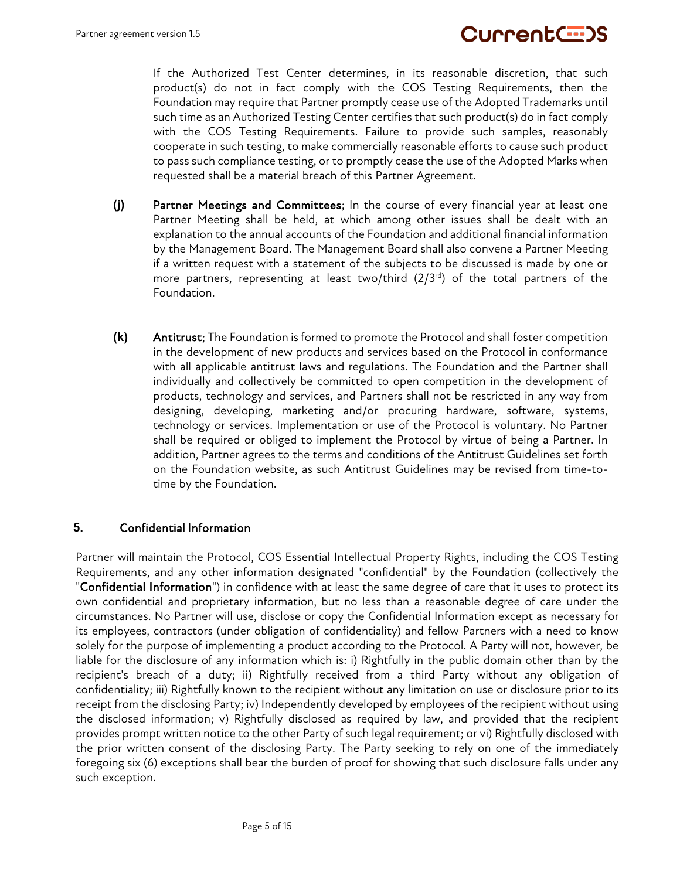If the Authorized Test Center determines, in its reasonable discretion, that such product(s) do not in fact comply with the COS Testing Requirements, then the Foundation may require that Partner promptly cease use of the Adopted Trademarks until such time as an Authorized Testing Center certifies that such product(s) do in fact comply with the COS Testing Requirements. Failure to provide such samples, reasonably cooperate in such testing, to make commercially reasonable efforts to cause such product to pass such compliance testing, or to promptly cease the use of the Adopted Marks when requested shall be a material breach of this Partner Agreement.

**(j)** **Partner Meetings and Committees**; In the course of every financial year at least one Partner Meeting shall be held, at which among other issues shall be dealt with an explanation to the annual accounts of the Foundation and additional financial information by the Management Board. The Management Board shall also convene a Partner Meeting if a written request with a statement of the subjects to be discussed is made by one or more partners, representing at least two/third (2/3rd) of the total partners of the Foundation.

**(k)** **Antitrust**; The Foundation is formed to promote the Protocol and shall foster competition in the development of new products and services based on the Protocol in conformance with all applicable antitrust laws and regulations. The Foundation and the Partner shall individually and collectively be committed to open competition in the development of products, technology and services, and Partners shall not be restricted in any way from designing, developing, marketing and/or procuring hardware, software, systems, technology or services. Implementation or use of the Protocol is voluntary. No Partner shall be required or obliged to implement the Protocol by virtue of being a Partner. In addition, Partner agrees to the terms and conditions of the Antitrust Guidelines set forth on the Foundation website, as such Antitrust Guidelines may be revised from time-to-time by the Foundation.

## 5. Confidential Information

Partner will maintain the Protocol, COS Essential Intellectual Property Rights, including the COS Testing Requirements, and any other information designated "confidential" by the Foundation (collectively the "**Confidential Information**") in confidence with at least the same degree of care that it uses to protect its own confidential and proprietary information, but no less than a reasonable degree of care under the circumstances. No Partner will use, disclose or copy the Confidential Information except as necessary for its employees, contractors (under obligation of confidentiality) and fellow Partners with a need to know solely for the purpose of implementing a product according to the Protocol. A Party will not, however, be liable for the disclosure of any information which is: i) Rightfully in the public domain other than by the recipient's breach of a duty; ii) Rightfully received from a third Party without any obligation of confidentiality; iii) Rightfully known to the recipient without any limitation on use or disclosure prior to its receipt from the disclosing Party; iv) Independently developed by employees of the recipient without using the disclosed information; v) Rightfully disclosed as required by law, and provided that the recipient provides prompt written notice to the other Party of such legal requirement; or vi) Rightfully disclosed with the prior written consent of the disclosing Party. The Party seeking to rely on one of the immediately foregoing six (6) exceptions shall bear the burden of proof for showing that such disclosure falls under any such exception.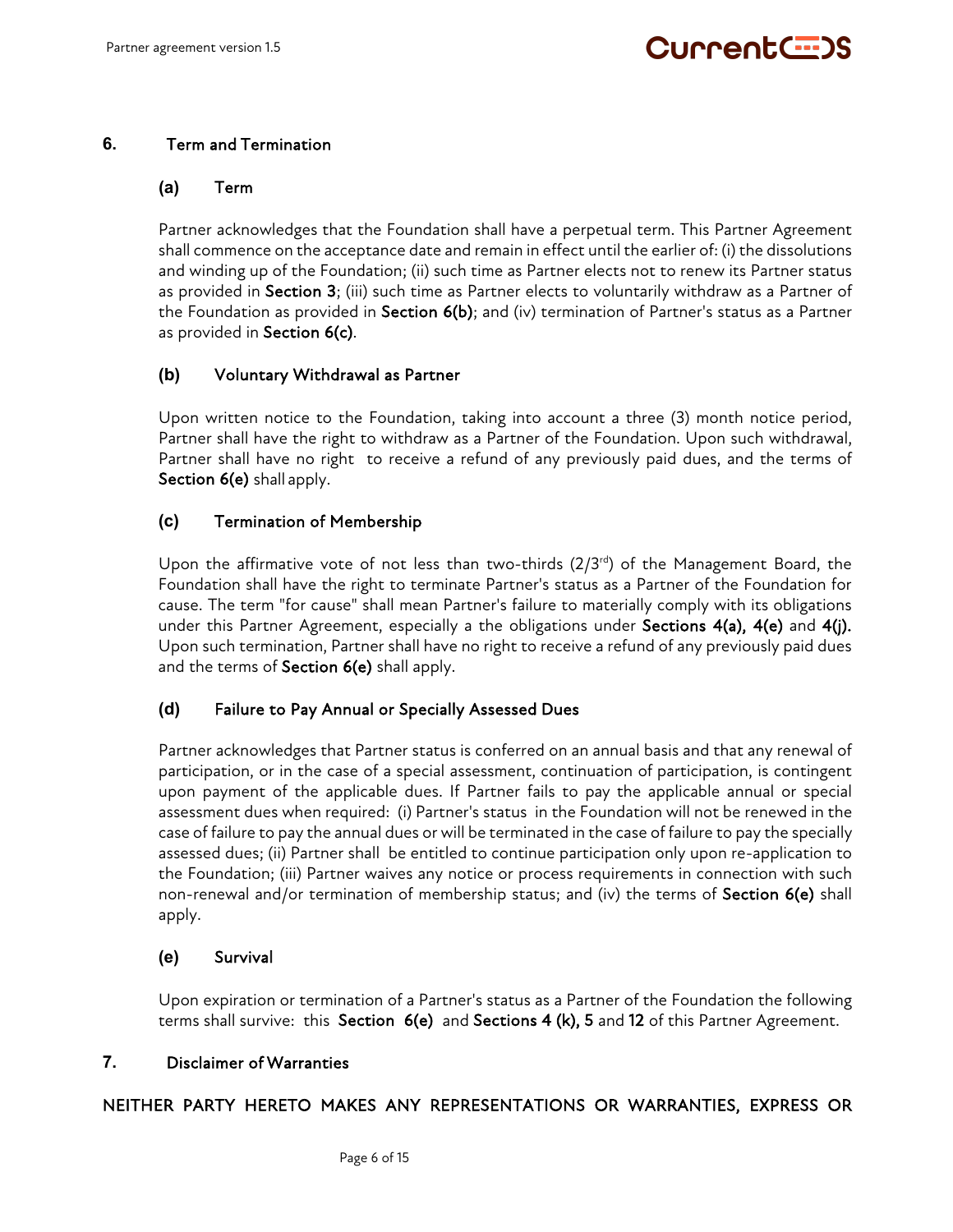## 6. Term and Termination

### (a) Term

Partner acknowledges that the Foundation shall have a perpetual term. This Partner Agreement shall commence on the acceptance date and remain in effect until the earlier of: (i) the dissolutions and winding up of the Foundation; (ii) such time as Partner elects not to renew its Partner status as provided in **Section 3**; (iii) such time as Partner elects to voluntarily withdraw as a Partner of the Foundation as provided in **Section 6(b)**; and (iv) termination of Partner's status as a Partner as provided in **Section 6(c)**.

### (b) Voluntary Withdrawal as Partner

Upon written notice to the Foundation, taking into account a three (3) month notice period, Partner shall have the right to withdraw as a Partner of the Foundation. Upon such withdrawal, Partner shall have no right to receive a refund of any previously paid dues, and the terms of **Section 6(e)** shall apply.

### (c) Termination of Membership

Upon the affirmative vote of not less than two-thirds (2/3rd) of the Management Board, the Foundation shall have the right to terminate Partner's status as a Partner of the Foundation for cause. The term "for cause" shall mean Partner's failure to materially comply with its obligations under this Partner Agreement, especially a the obligations under **Sections 4(a), 4(e)** and **4(j).** Upon such termination, Partner shall have no right to receive a refund of any previously paid dues and the terms of **Section 6(e)** shall apply.

### (d) Failure to Pay Annual or Specially Assessed Dues

Partner acknowledges that Partner status is conferred on an annual basis and that any renewal of participation, or in the case of a special assessment, continuation of participation, is contingent upon payment of the applicable dues. If Partner fails to pay the applicable annual or special assessment dues when required: (i) Partner's status in the Foundation will not be renewed in the case of failure to pay the annual dues or will be terminated in the case of failure to pay the specially assessed dues; (ii) Partner shall be entitled to continue participation only upon re-application to the Foundation; (iii) Partner waives any notice or process requirements in connection with such non-renewal and/or termination of membership status; and (iv) the terms of **Section 6(e)** shall apply.

### (e) Survival

Upon expiration or termination of a Partner's status as a Partner of the Foundation the following terms shall survive: this **Section 6(e)** and **Sections 4 (k), 5** and **12** of this Partner Agreement.

## 7. Disclaimer of Warranties

NEITHER PARTY HERETO MAKES ANY REPRESENTATIONS OR WARRANTIES, EXPRESS OR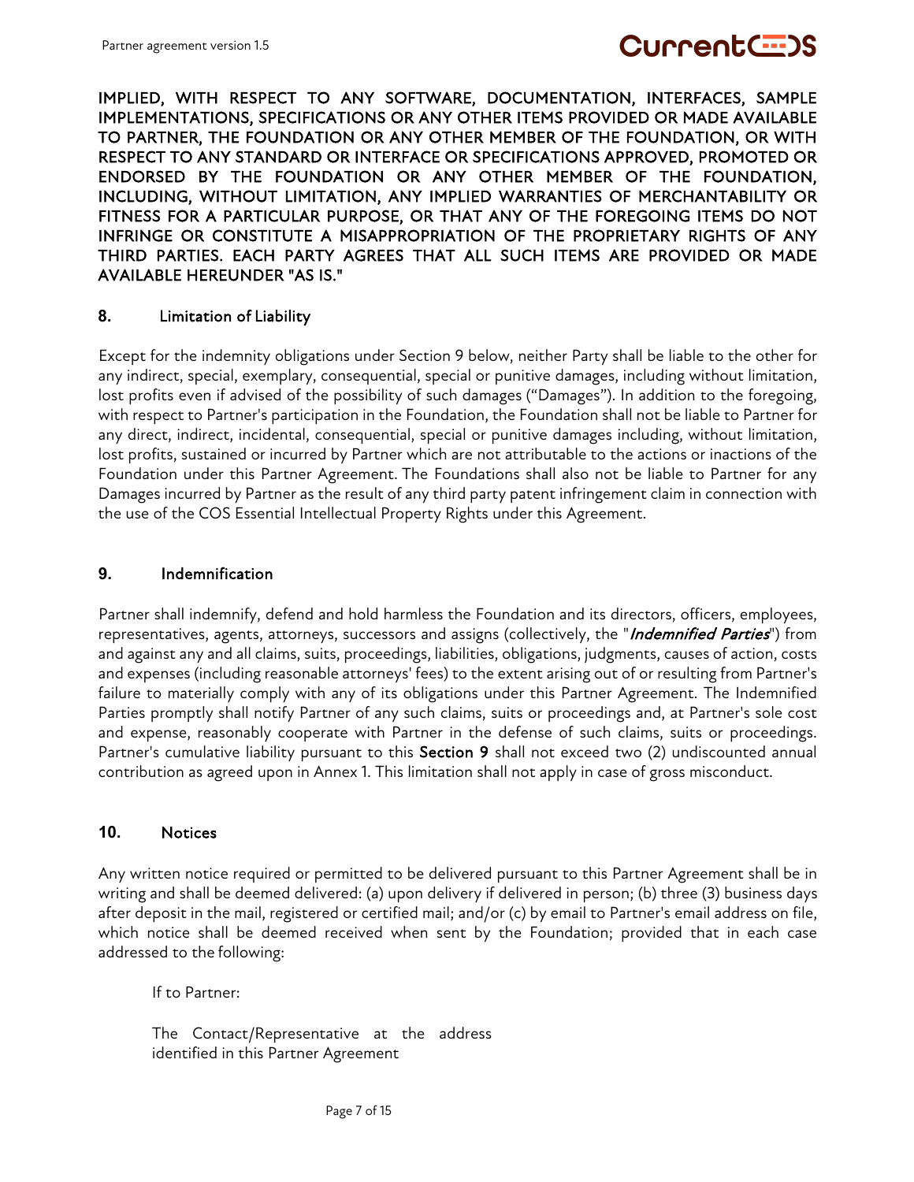IMPLIED, WITH RESPECT TO ANY SOFTWARE, DOCUMENTATION, INTERFACES, SAMPLE IMPLEMENTATIONS, SPECIFICATIONS OR ANY OTHER ITEMS PROVIDED OR MADE AVAILABLE TO PARTNER, THE FOUNDATION OR ANY OTHER MEMBER OF THE FOUNDATION, OR WITH RESPECT TO ANY STANDARD OR INTERFACE OR SPECIFICATIONS APPROVED, PROMOTED OR ENDORSED BY THE FOUNDATION OR ANY OTHER MEMBER OF THE FOUNDATION, INCLUDING, WITHOUT LIMITATION, ANY IMPLIED WARRANTIES OF MERCHANTABILITY OR FITNESS FOR A PARTICULAR PURPOSE, OR THAT ANY OF THE FOREGOING ITEMS DO NOT INFRINGE OR CONSTITUTE A MISAPPROPRIATION OF THE PROPRIETARY RIGHTS OF ANY THIRD PARTIES. EACH PARTY AGREES THAT ALL SUCH ITEMS ARE PROVIDED OR MADE AVAILABLE HEREUNDER "AS IS."

## 8. Limitation of Liability

Except for the indemnity obligations under Section 9 below, neither Party shall be liable to the other for any indirect, special, exemplary, consequential, special or punitive damages, including without limitation, lost profits even if advised of the possibility of such damages ("Damages"). In addition to the foregoing, with respect to Partner's participation in the Foundation, the Foundation shall not be liable to Partner for any direct, indirect, incidental, consequential, special or punitive damages including, without limitation, lost profits, sustained or incurred by Partner which are not attributable to the actions or inactions of the Foundation under this Partner Agreement. The Foundations shall also not be liable to Partner for any Damages incurred by Partner as the result of any third party patent infringement claim in connection with the use of the COS Essential Intellectual Property Rights under this Agreement.

## 9. Indemnification

Partner shall indemnify, defend and hold harmless the Foundation and its directors, officers, employees, representatives, agents, attorneys, successors and assigns (collectively, the "***Indemnified Parties***") from and against any and all claims, suits, proceedings, liabilities, obligations, judgments, causes of action, costs and expenses (including reasonable attorneys' fees) to the extent arising out of or resulting from Partner's failure to materially comply with any of its obligations under this Partner Agreement. The Indemnified Parties promptly shall notify Partner of any such claims, suits or proceedings and, at Partner's sole cost and expense, reasonably cooperate with Partner in the defense of such claims, suits or proceedings. Partner's cumulative liability pursuant to this **Section 9** shall not exceed two (2) undiscounted annual contribution as agreed upon in Annex 1. This limitation shall not apply in case of gross misconduct.

## 10. Notices

Any written notice required or permitted to be delivered pursuant to this Partner Agreement shall be in writing and shall be deemed delivered: (a) upon delivery if delivered in person; (b) three (3) business days after deposit in the mail, registered or certified mail; and/or (c) by email to Partner's email address on file, which notice shall be deemed received when sent by the Foundation; provided that in each case addressed to the following:

If to Partner:

The Contact/Representative at the address identified in this Partner Agreement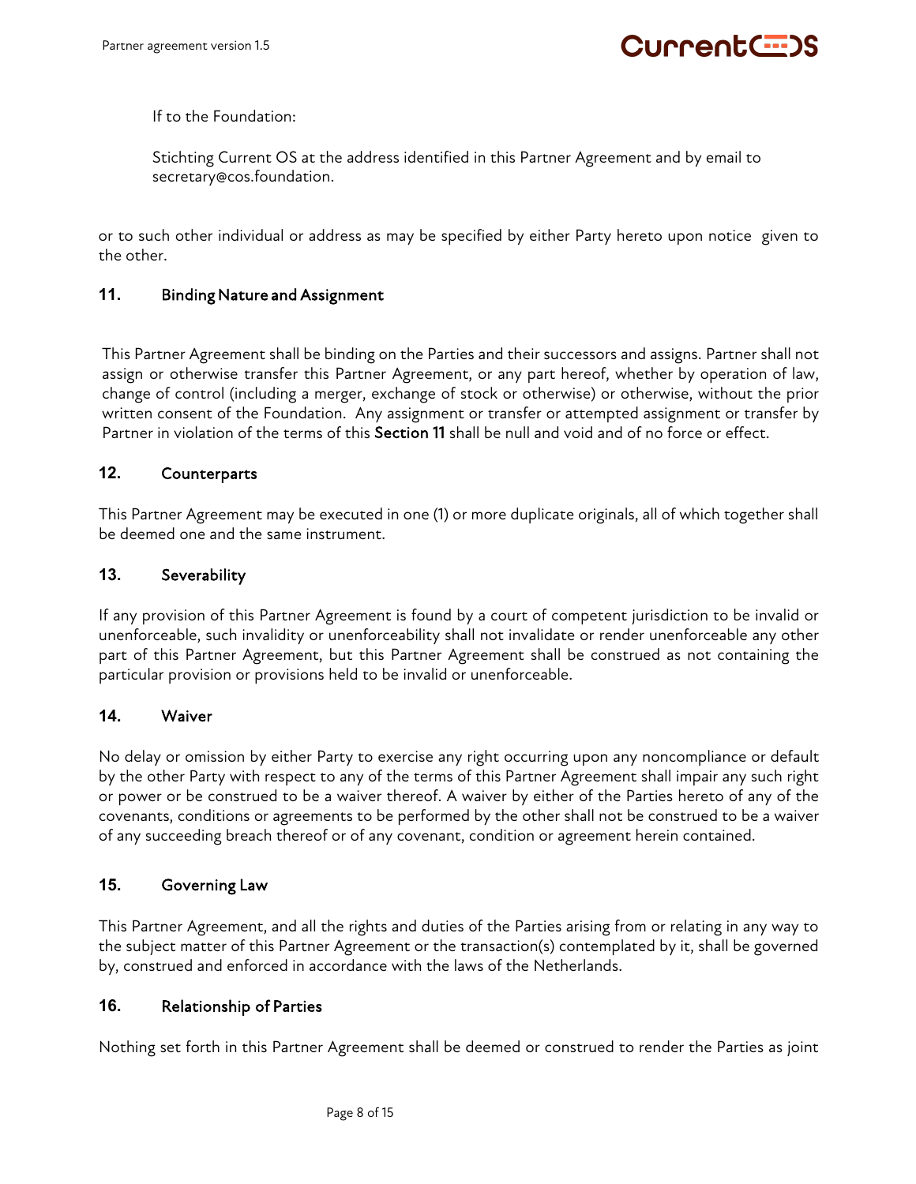If to the Foundation:

Stichting Current OS at the address identified in this Partner Agreement and by email to secretary@cos.foundation.

or to such other individual or address as may be specified by either Party hereto upon notice given to the other.

## 11. Binding Nature and Assignment

This Partner Agreement shall be binding on the Parties and their successors and assigns. Partner shall not assign or otherwise transfer this Partner Agreement, or any part hereof, whether by operation of law, change of control (including a merger, exchange of stock or otherwise) or otherwise, without the prior written consent of the Foundation. Any assignment or transfer or attempted assignment or transfer by Partner in violation of the terms of this **Section 11** shall be null and void and of no force or effect.

## 12. Counterparts

This Partner Agreement may be executed in one (1) or more duplicate originals, all of which together shall be deemed one and the same instrument.

## 13. Severability

If any provision of this Partner Agreement is found by a court of competent jurisdiction to be invalid or unenforceable, such invalidity or unenforceability shall not invalidate or render unenforceable any other part of this Partner Agreement, but this Partner Agreement shall be construed as not containing the particular provision or provisions held to be invalid or unenforceable.

## 14. Waiver

No delay or omission by either Party to exercise any right occurring upon any noncompliance or default by the other Party with respect to any of the terms of this Partner Agreement shall impair any such right or power or be construed to be a waiver thereof. A waiver by either of the Parties hereto of any of the covenants, conditions or agreements to be performed by the other shall not be construed to be a waiver of any succeeding breach thereof or of any covenant, condition or agreement herein contained.

## 15. Governing Law

This Partner Agreement, and all the rights and duties of the Parties arising from or relating in any way to the subject matter of this Partner Agreement or the transaction(s) contemplated by it, shall be governed by, construed and enforced in accordance with the laws of the Netherlands.

## 16. Relationship of Parties

Nothing set forth in this Partner Agreement shall be deemed or construed to render the Parties as joint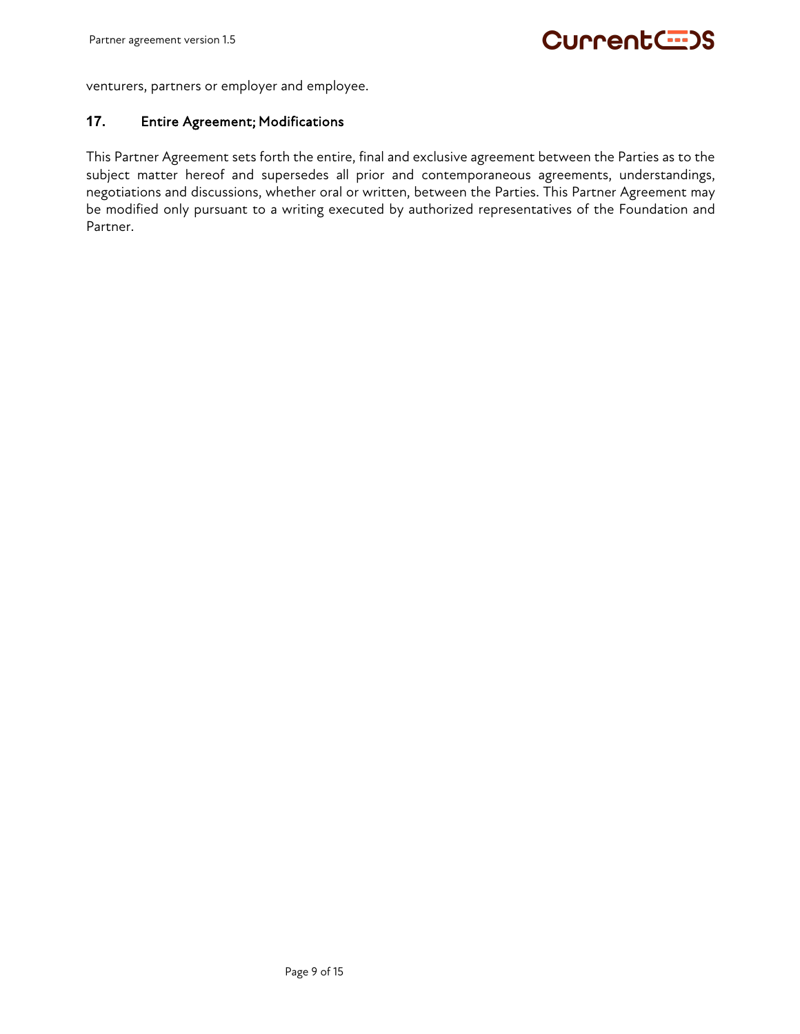venturers, partners or employer and employee.

## 17. Entire Agreement; Modifications

This Partner Agreement sets forth the entire, final and exclusive agreement between the Parties as to the subject matter hereof and supersedes all prior and contemporaneous agreements, understandings, negotiations and discussions, whether oral or written, between the Parties. This Partner Agreement may be modified only pursuant to a writing executed by authorized representatives of the Foundation and Partner.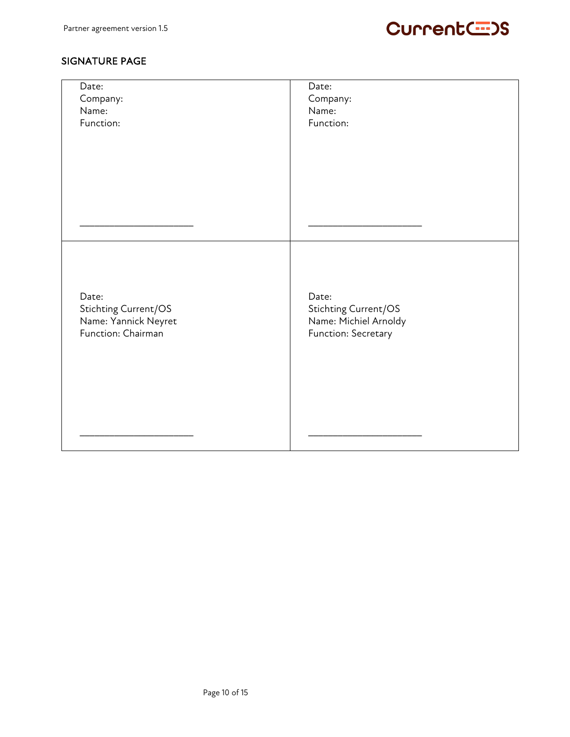## SIGNATURE PAGE

| | |
|---|---|
| Date:<br>Company:<br>Name:<br>Function:<br><br><br>_______________________ | Date:<br>Company:<br>Name:<br>Function:<br><br><br>_______________________ |
| Date:<br>Stichting Current/OS<br>Name: Yannick Neyret<br>Function: Chairman<br><br><br>_______________________ | Date:<br>Stichting Current/OS<br>Name: Michiel Arnoldy<br>Function: Secretary<br><br><br>_______________________ |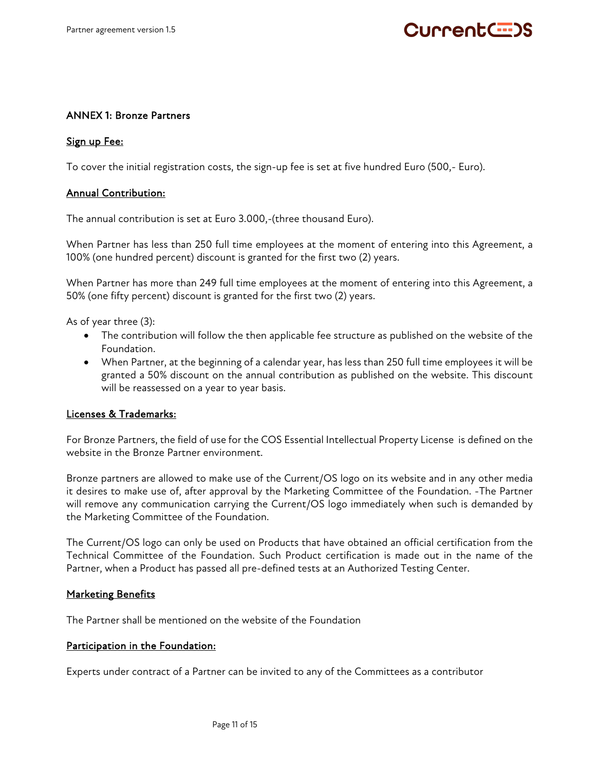## ANNEX 1: Bronze Partners

### Sign up Fee:

To cover the initial registration costs, the sign-up fee is set at five hundred Euro (500,- Euro).

### Annual Contribution:

The annual contribution is set at Euro 3.000,-(three thousand Euro).

When Partner has less than 250 full time employees at the moment of entering into this Agreement, a 100% (one hundred percent) discount is granted for the first two (2) years.

When Partner has more than 249 full time employees at the moment of entering into this Agreement, a 50% (one fifty percent) discount is granted for the first two (2) years.

As of year three (3):

- The contribution will follow the then applicable fee structure as published on the website of the Foundation.
- When Partner, at the beginning of a calendar year, has less than 250 full time employees it will be granted a 50% discount on the annual contribution as published on the website. This discount will be reassessed on a year to year basis.

### Licenses & Trademarks:

For Bronze Partners, the field of use for the COS Essential Intellectual Property License is defined on the website in the Bronze Partner environment.

Bronze partners are allowed to make use of the Current/OS logo on its website and in any other media it desires to make use of, after approval by the Marketing Committee of the Foundation. -The Partner will remove any communication carrying the Current/OS logo immediately when such is demanded by the Marketing Committee of the Foundation.

The Current/OS logo can only be used on Products that have obtained an official certification from the Technical Committee of the Foundation. Such Product certification is made out in the name of the Partner, when a Product has passed all pre-defined tests at an Authorized Testing Center.

### Marketing Benefits

The Partner shall be mentioned on the website of the Foundation

### Participation in the Foundation:

Experts under contract of a Partner can be invited to any of the Committees as a contributor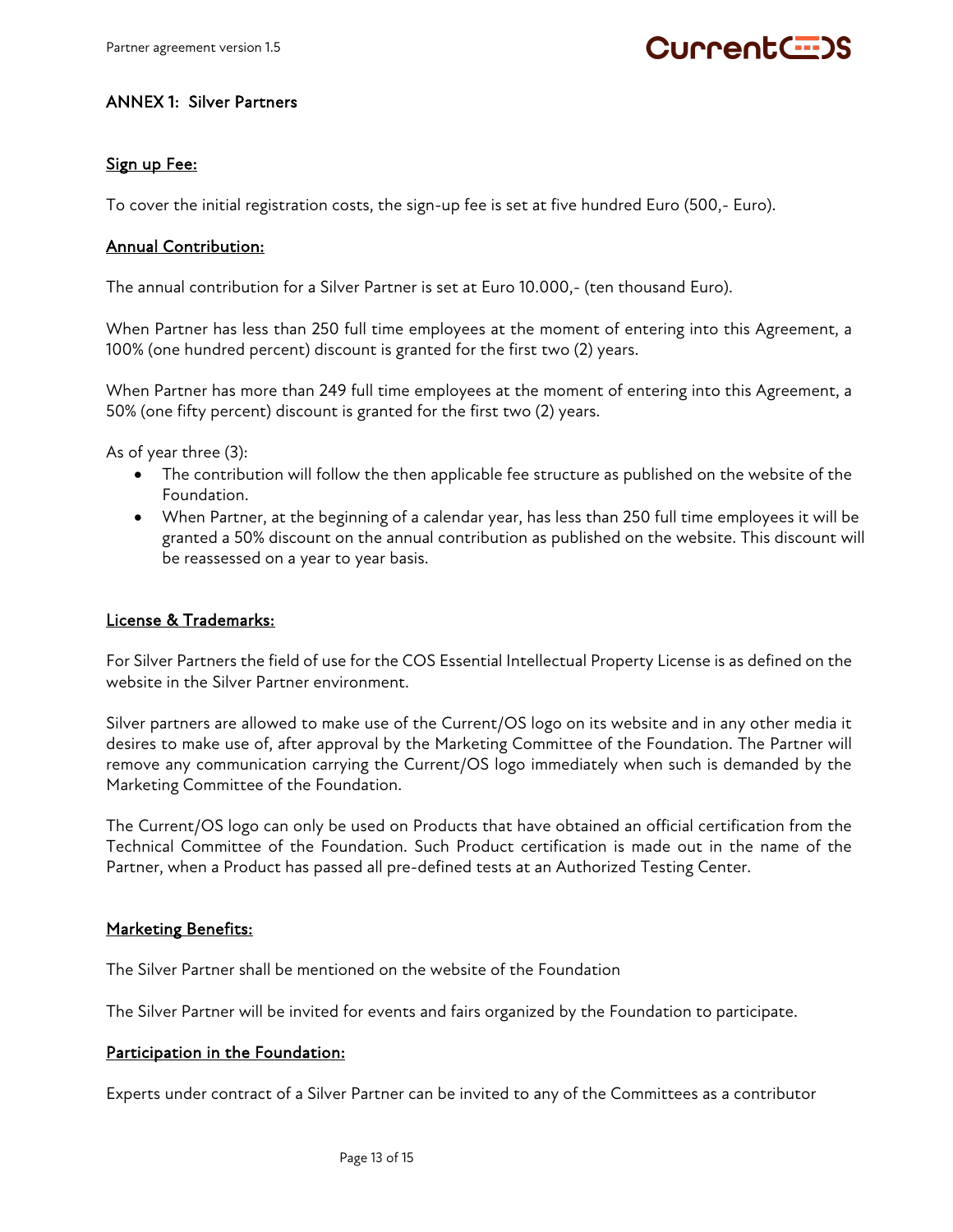## ANNEX 1: Silver Partners

### Sign up Fee:

To cover the initial registration costs, the sign-up fee is set at five hundred Euro (500,- Euro).

### Annual Contribution:

The annual contribution for a Silver Partner is set at Euro 10.000,- (ten thousand Euro).

When Partner has less than 250 full time employees at the moment of entering into this Agreement, a 100% (one hundred percent) discount is granted for the first two (2) years.

When Partner has more than 249 full time employees at the moment of entering into this Agreement, a 50% (one fifty percent) discount is granted for the first two (2) years.

As of year three (3):

- The contribution will follow the then applicable fee structure as published on the website of the Foundation.
- When Partner, at the beginning of a calendar year, has less than 250 full time employees it will be granted a 50% discount on the annual contribution as published on the website. This discount will be reassessed on a year to year basis.

### License & Trademarks:

For Silver Partners the field of use for the COS Essential Intellectual Property License is as defined on the website in the Silver Partner environment.

Silver partners are allowed to make use of the Current/OS logo on its website and in any other media it desires to make use of, after approval by the Marketing Committee of the Foundation. The Partner will remove any communication carrying the Current/OS logo immediately when such is demanded by the Marketing Committee of the Foundation.

The Current/OS logo can only be used on Products that have obtained an official certification from the Technical Committee of the Foundation. Such Product certification is made out in the name of the Partner, when a Product has passed all pre-defined tests at an Authorized Testing Center.

### Marketing Benefits:

The Silver Partner shall be mentioned on the website of the Foundation

The Silver Partner will be invited for events and fairs organized by the Foundation to participate.

### Participation in the Foundation:

Experts under contract of a Silver Partner can be invited to any of the Committees as a contributor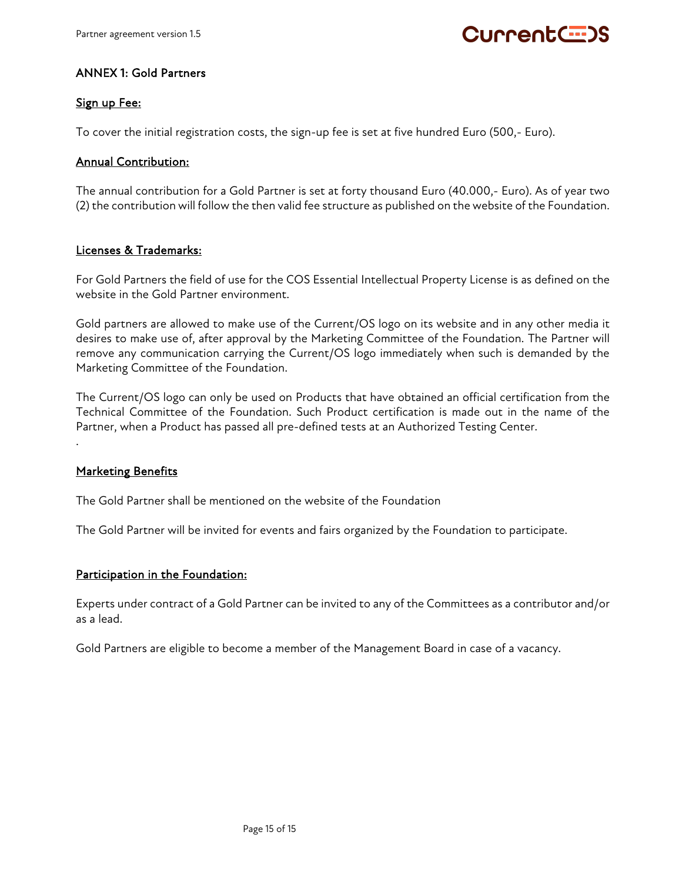## ANNEX 1: Gold Partners

**Sign up Fee:**

To cover the initial registration costs, the sign-up fee is set at five hundred Euro (500,- Euro).

**Annual Contribution:**

The annual contribution for a Gold Partner is set at forty thousand Euro (40.000,- Euro). As of year two (2) the contribution will follow the then valid fee structure as published on the website of the Foundation.

**Licenses & Trademarks:**

For Gold Partners the field of use for the COS Essential Intellectual Property License is as defined on the website in the Gold Partner environment.

Gold partners are allowed to make use of the Current/OS logo on its website and in any other media it desires to make use of, after approval by the Marketing Committee of the Foundation. The Partner will remove any communication carrying the Current/OS logo immediately when such is demanded by the Marketing Committee of the Foundation.

The Current/OS logo can only be used on Products that have obtained an official certification from the Technical Committee of the Foundation. Such Product certification is made out in the name of the Partner, when a Product has passed all pre-defined tests at an Authorized Testing Center.

.

**Marketing Benefits**

The Gold Partner shall be mentioned on the website of the Foundation

The Gold Partner will be invited for events and fairs organized by the Foundation to participate.

**Participation in the Foundation:**

Experts under contract of a Gold Partner can be invited to any of the Committees as a contributor and/or as a lead.

Gold Partners are eligible to become a member of the Management Board in case of a vacancy.